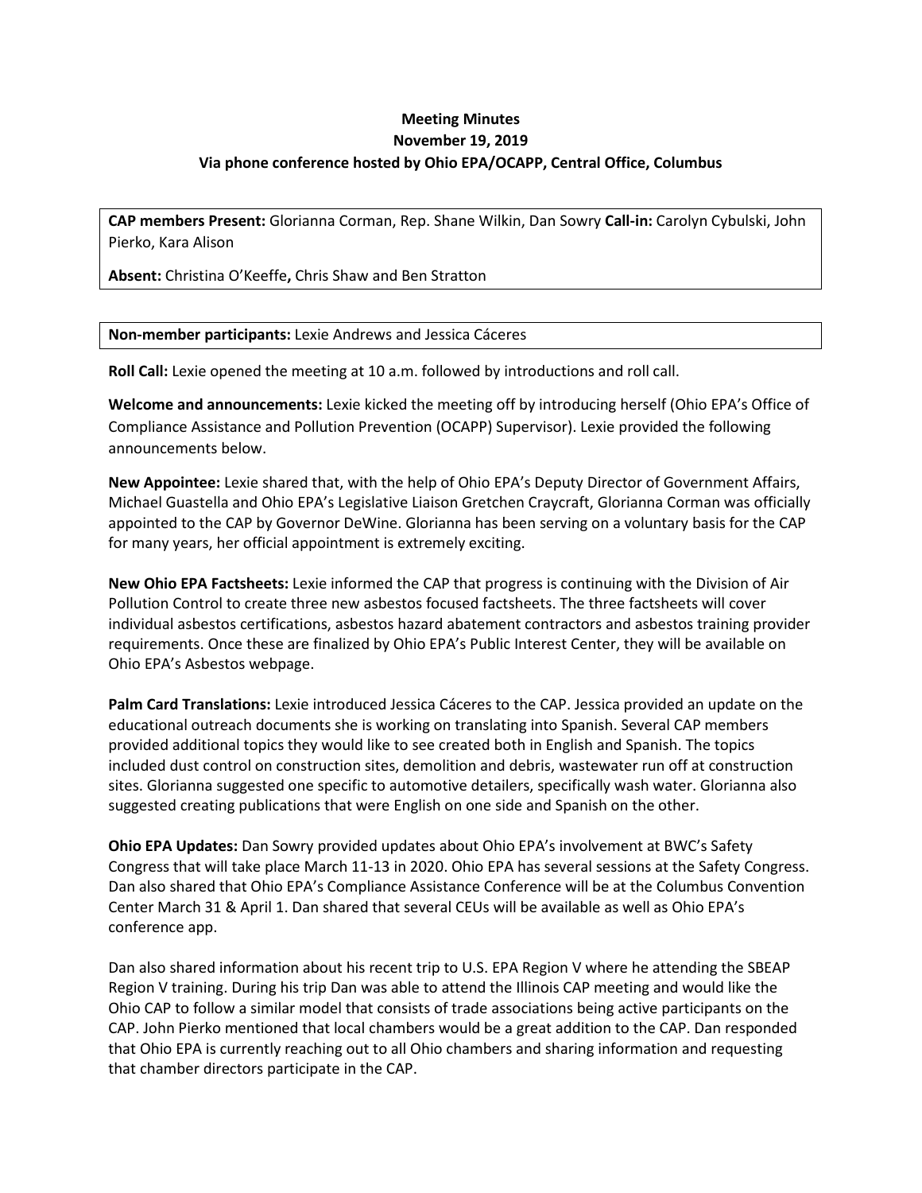**Meeting Minutes**
**November 19, 2019**
**Via phone conference hosted by Ohio EPA/OCAPP, Central Office, Columbus**

**CAP members Present:** Glorianna Corman, Rep. Shane Wilkin, Dan Sowry **Call-in:** Carolyn Cybulski, John Pierko, Kara Alison

**Absent:** Christina O'Keeffe**,** Chris Shaw and Ben Stratton

**Non-member participants:** Lexie Andrews and Jessica Cáceres

**Roll Call:** Lexie opened the meeting at 10 a.m. followed by introductions and roll call.

**Welcome and announcements:** Lexie kicked the meeting off by introducing herself (Ohio EPA's Office of Compliance Assistance and Pollution Prevention (OCAPP) Supervisor). Lexie provided the following announcements below.

**New Appointee:** Lexie shared that, with the help of Ohio EPA's Deputy Director of Government Affairs, Michael Guastella and Ohio EPA's Legislative Liaison Gretchen Craycraft, Glorianna Corman was officially appointed to the CAP by Governor DeWine. Glorianna has been serving on a voluntary basis for the CAP for many years, her official appointment is extremely exciting.

**New Ohio EPA Factsheets:** Lexie informed the CAP that progress is continuing with the Division of Air Pollution Control to create three new asbestos focused factsheets. The three factsheets will cover individual asbestos certifications, asbestos hazard abatement contractors and asbestos training provider requirements. Once these are finalized by Ohio EPA's Public Interest Center, they will be available on Ohio EPA's Asbestos webpage.

**Palm Card Translations:** Lexie introduced Jessica Cáceres to the CAP. Jessica provided an update on the educational outreach documents she is working on translating into Spanish. Several CAP members provided additional topics they would like to see created both in English and Spanish. The topics included dust control on construction sites, demolition and debris, wastewater run off at construction sites. Glorianna suggested one specific to automotive detailers, specifically wash water. Glorianna also suggested creating publications that were English on one side and Spanish on the other.

**Ohio EPA Updates:** Dan Sowry provided updates about Ohio EPA's involvement at BWC's Safety Congress that will take place March 11-13 in 2020. Ohio EPA has several sessions at the Safety Congress. Dan also shared that Ohio EPA's Compliance Assistance Conference will be at the Columbus Convention Center March 31 & April 1. Dan shared that several CEUs will be available as well as Ohio EPA's conference app.

Dan also shared information about his recent trip to U.S. EPA Region V where he attending the SBEAP Region V training. During his trip Dan was able to attend the Illinois CAP meeting and would like the Ohio CAP to follow a similar model that consists of trade associations being active participants on the CAP. John Pierko mentioned that local chambers would be a great addition to the CAP. Dan responded that Ohio EPA is currently reaching out to all Ohio chambers and sharing information and requesting that chamber directors participate in the CAP.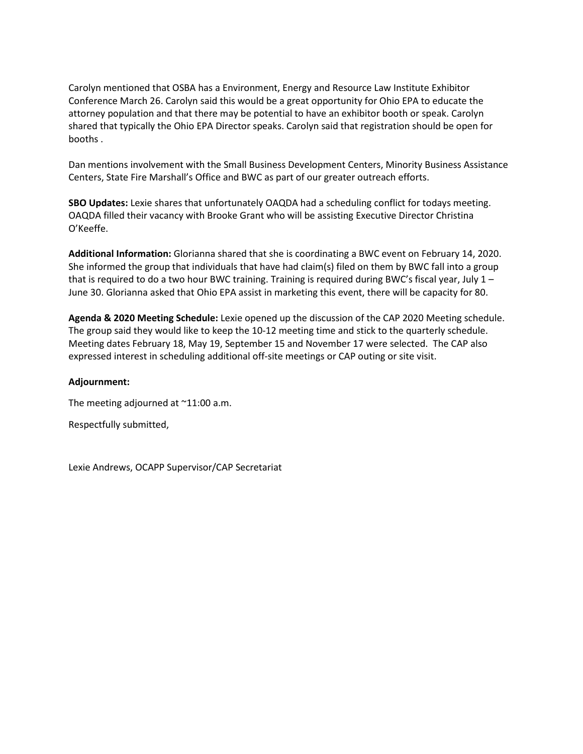Carolyn mentioned that OSBA has a Environment, Energy and Resource Law Institute Exhibitor Conference March 26. Carolyn said this would be a great opportunity for Ohio EPA to educate the attorney population and that there may be potential to have an exhibitor booth or speak. Carolyn shared that typically the Ohio EPA Director speaks. Carolyn said that registration should be open for booths .

Dan mentions involvement with the Small Business Development Centers, Minority Business Assistance Centers, State Fire Marshall's Office and BWC as part of our greater outreach efforts.

**SBO Updates:** Lexie shares that unfortunately OAQDA had a scheduling conflict for todays meeting. OAQDA filled their vacancy with Brooke Grant who will be assisting Executive Director Christina O'Keeffe.

**Additional Information:** Glorianna shared that she is coordinating a BWC event on February 14, 2020. She informed the group that individuals that have had claim(s) filed on them by BWC fall into a group that is required to do a two hour BWC training. Training is required during BWC's fiscal year, July 1 – June 30. Glorianna asked that Ohio EPA assist in marketing this event, there will be capacity for 80.

**Agenda & 2020 Meeting Schedule:** Lexie opened up the discussion of the CAP 2020 Meeting schedule. The group said they would like to keep the 10-12 meeting time and stick to the quarterly schedule. Meeting dates February 18, May 19, September 15 and November 17 were selected. The CAP also expressed interest in scheduling additional off-site meetings or CAP outing or site visit.

**Adjournment:**

The meeting adjourned at ~11:00 a.m.

Respectfully submitted,

Lexie Andrews, OCAPP Supervisor/CAP Secretariat